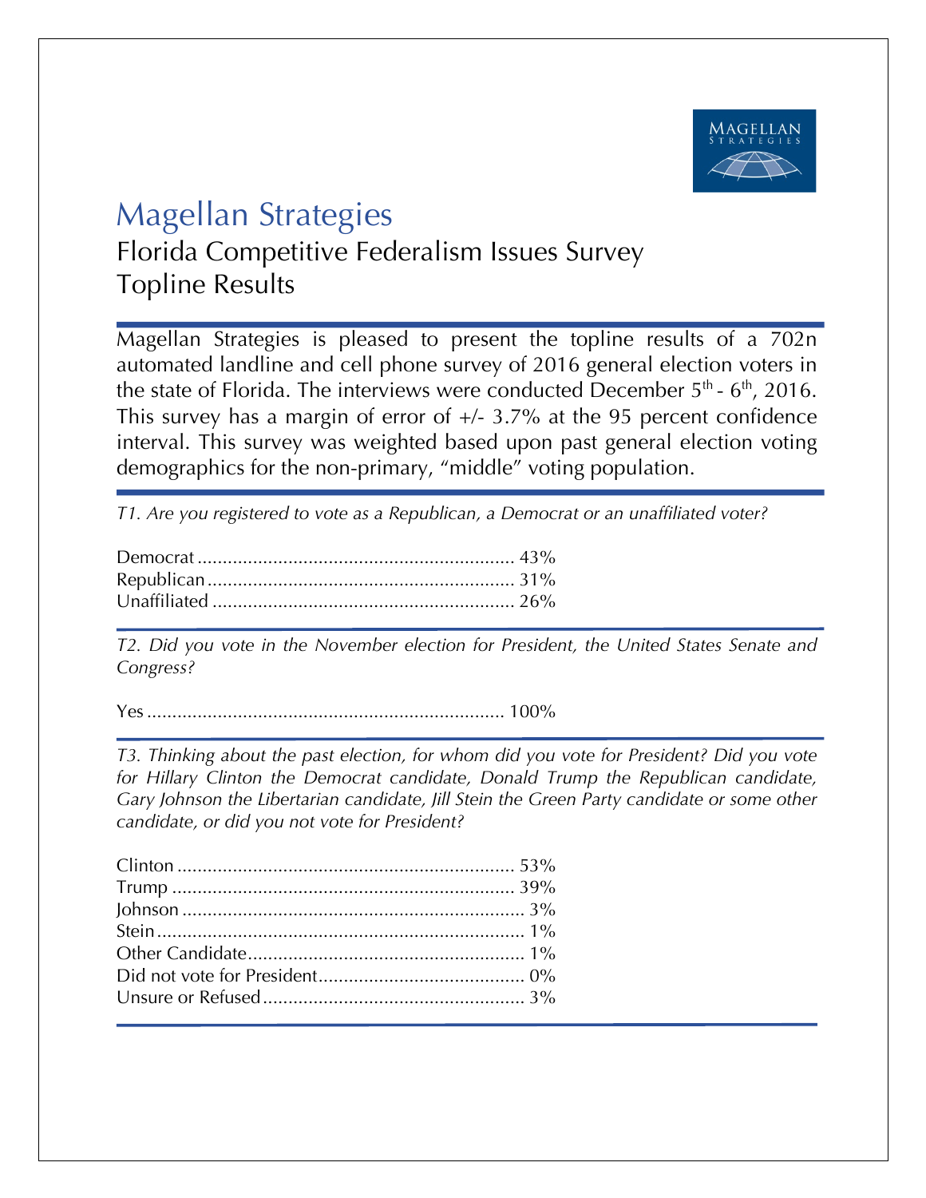# Magellan Strategies

## Florida Competitive Federalism Issues Survey
## Topline Results

Magellan Strategies is pleased to present the topline results of a 702n automated landline and cell phone survey of 2016 general election voters in the state of Florida. The interviews were conducted December 5th - 6th, 2016. This survey has a margin of error of +/- 3.7% at the 95 percent confidence interval. This survey was weighted based upon past general election voting demographics for the non-primary, "middle" voting population.

*T1. Are you registered to vote as a Republican, a Democrat or an unaffiliated voter?*

Democrat ............................................................. 43%
Republican ........................................................... 31%
Unaffiliated .......................................................... 26%

*T2. Did you vote in the November election for President, the United States Senate and Congress?*

Yes ..................................................................... 100%

*T3. Thinking about the past election, for whom did you vote for President? Did you vote for Hillary Clinton the Democrat candidate, Donald Trump the Republican candidate, Gary Johnson the Libertarian candidate, Jill Stein the Green Party candidate or some other candidate, or did you not vote for President?*

Clinton ................................................................. 53%
Trump .................................................................. 39%
Johnson ................................................................. 3%
Stein ..................................................................... 1%
Other Candidate ..................................................... 1%
Did not vote for President ........................................ 0%
Unsure or Refused .................................................. 3%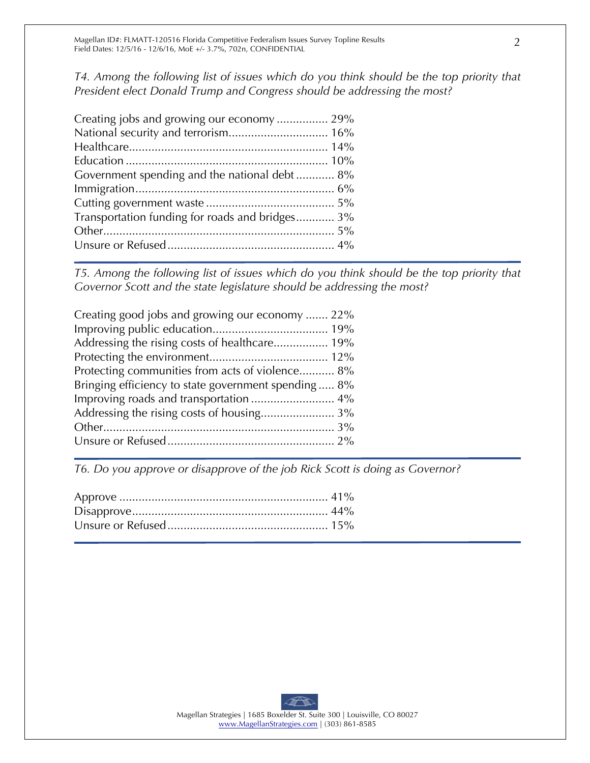*T4. Among the following list of issues which do you think should be the top priority that President elect Donald Trump and Congress should be addressing the most?*

| Response | % |
|---|---|
| Creating jobs and growing our economy | 29% |
| National security and terrorism | 16% |
| Healthcare | 14% |
| Education | 10% |
| Government spending and the national debt | 8% |
| Immigration | 6% |
| Cutting government waste | 5% |
| Transportation funding for roads and bridges | 3% |
| Other | 5% |
| Unsure or Refused | 4% |

*T5. Among the following list of issues which do you think should be the top priority that Governor Scott and the state legislature should be addressing the most?*

| Response | % |
|---|---|
| Creating good jobs and growing our economy | 22% |
| Improving public education | 19% |
| Addressing the rising costs of healthcare | 19% |
| Protecting the environment | 12% |
| Protecting communities from acts of violence | 8% |
| Bringing efficiency to state government spending | 8% |
| Improving roads and transportation | 4% |
| Addressing the rising costs of housing | 3% |
| Other | 3% |
| Unsure or Refused | 2% |

*T6. Do you approve or disapprove of the job Rick Scott is doing as Governor?*

| Response | % |
|---|---|
| Approve | 41% |
| Disapprove | 44% |
| Unsure or Refused | 15% |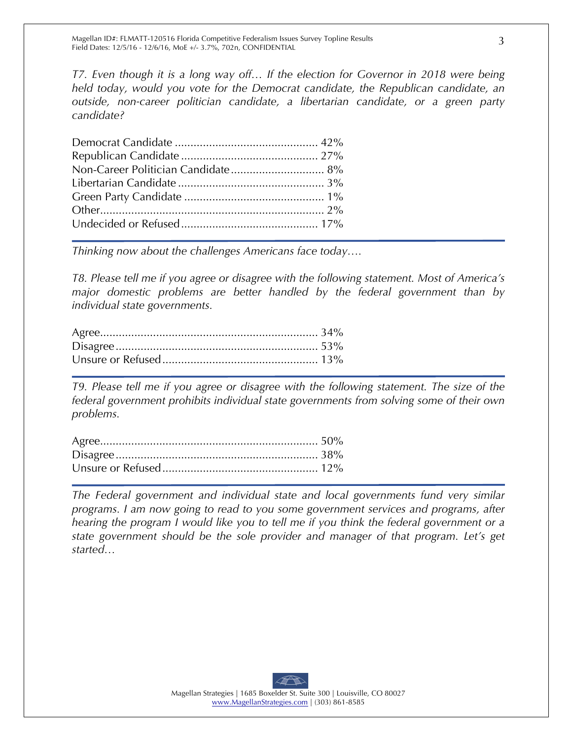*T7. Even though it is a long way off… If the election for Governor in 2018 were being held today, would you vote for the Democrat candidate, the Republican candidate, an outside, non-career politician candidate, a libertarian candidate, or a green party candidate?*

| Response | % |
|---|---|
| Democrat Candidate | 42% |
| Republican Candidate | 27% |
| Non-Career Politician Candidate | 8% |
| Libertarian Candidate | 3% |
| Green Party Candidate | 1% |
| Other | 2% |
| Undecided or Refused | 17% |

*Thinking now about the challenges Americans face today….*

*T8. Please tell me if you agree or disagree with the following statement. Most of America's major domestic problems are better handled by the federal government than by individual state governments.*

| Response | % |
|---|---|
| Agree | 34% |
| Disagree | 53% |
| Unsure or Refused | 13% |

*T9. Please tell me if you agree or disagree with the following statement. The size of the federal government prohibits individual state governments from solving some of their own problems.*

| Response | % |
|---|---|
| Agree | 50% |
| Disagree | 38% |
| Unsure or Refused | 12% |

*The Federal government and individual state and local governments fund very similar programs. I am now going to read to you some government services and programs, after hearing the program I would like you to tell me if you think the federal government or a state government should be the sole provider and manager of that program. Let's get started…*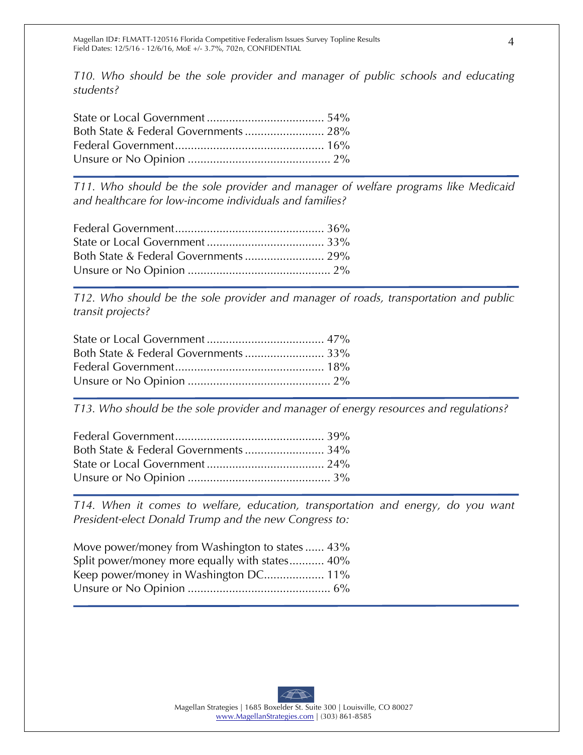*T10. Who should be the sole provider and manager of public schools and educating students?*

State or Local Government ..................................... 54%
Both State & Federal Governments ......................... 28%
Federal Government............................................... 16%
Unsure or No Opinion ............................................ 2%

---

*T11. Who should be the sole provider and manager of welfare programs like Medicaid and healthcare for low-income individuals and families?*

Federal Government............................................... 36%
State or Local Government ..................................... 33%
Both State & Federal Governments ......................... 29%
Unsure or No Opinion ............................................ 2%

---

*T12. Who should be the sole provider and manager of roads, transportation and public transit projects?*

State or Local Government ..................................... 47%
Both State & Federal Governments ......................... 33%
Federal Government............................................... 18%
Unsure or No Opinion ............................................ 2%

---

*T13. Who should be the sole provider and manager of energy resources and regulations?*

Federal Government............................................... 39%
Both State & Federal Governments ......................... 34%
State or Local Government ..................................... 24%
Unsure or No Opinion ............................................ 3%

---

*T14. When it comes to welfare, education, transportation and energy, do you want President-elect Donald Trump and the new Congress to:*

Move power/money from Washington to states ...... 43%
Split power/money more equally with states........... 40%
Keep power/money in Washington DC................... 11%
Unsure or No Opinion ............................................ 6%

---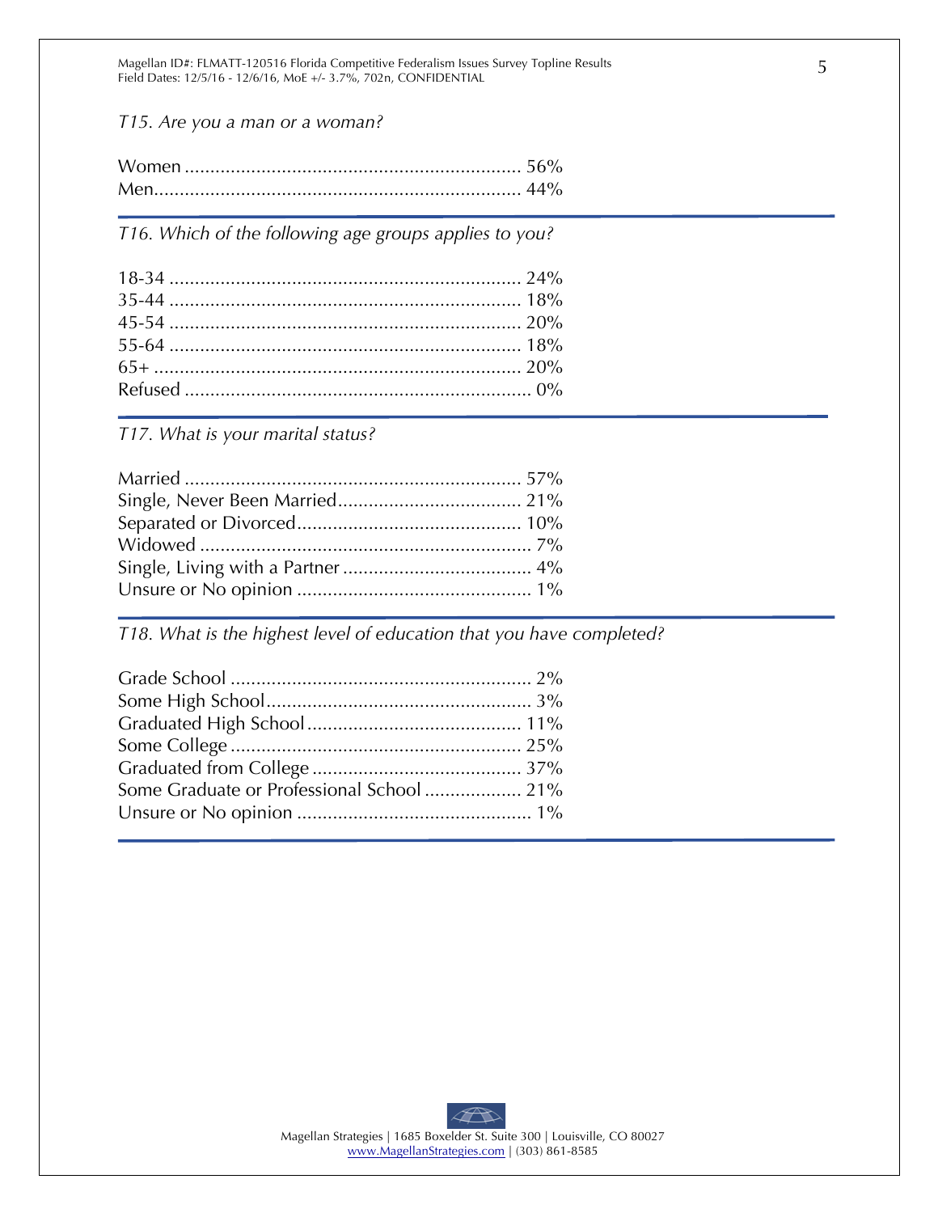*T15. Are you a man or a woman?*

| Response | % |
|---|---|
| Women | 56% |
| Men | 44% |

*T16. Which of the following age groups applies to you?*

| Response | % |
|---|---|
| 18-34 | 24% |
| 35-44 | 18% |
| 45-54 | 20% |
| 55-64 | 18% |
| 65+ | 20% |
| Refused | 0% |

*T17. What is your marital status?*

| Response | % |
|---|---|
| Married | 57% |
| Single, Never Been Married | 21% |
| Separated or Divorced | 10% |
| Widowed | 7% |
| Single, Living with a Partner | 4% |
| Unsure or No opinion | 1% |

*T18. What is the highest level of education that you have completed?*

| Response | % |
|---|---|
| Grade School | 2% |
| Some High School | 3% |
| Graduated High School | 11% |
| Some College | 25% |
| Graduated from College | 37% |
| Some Graduate or Professional School | 21% |
| Unsure or No opinion | 1% |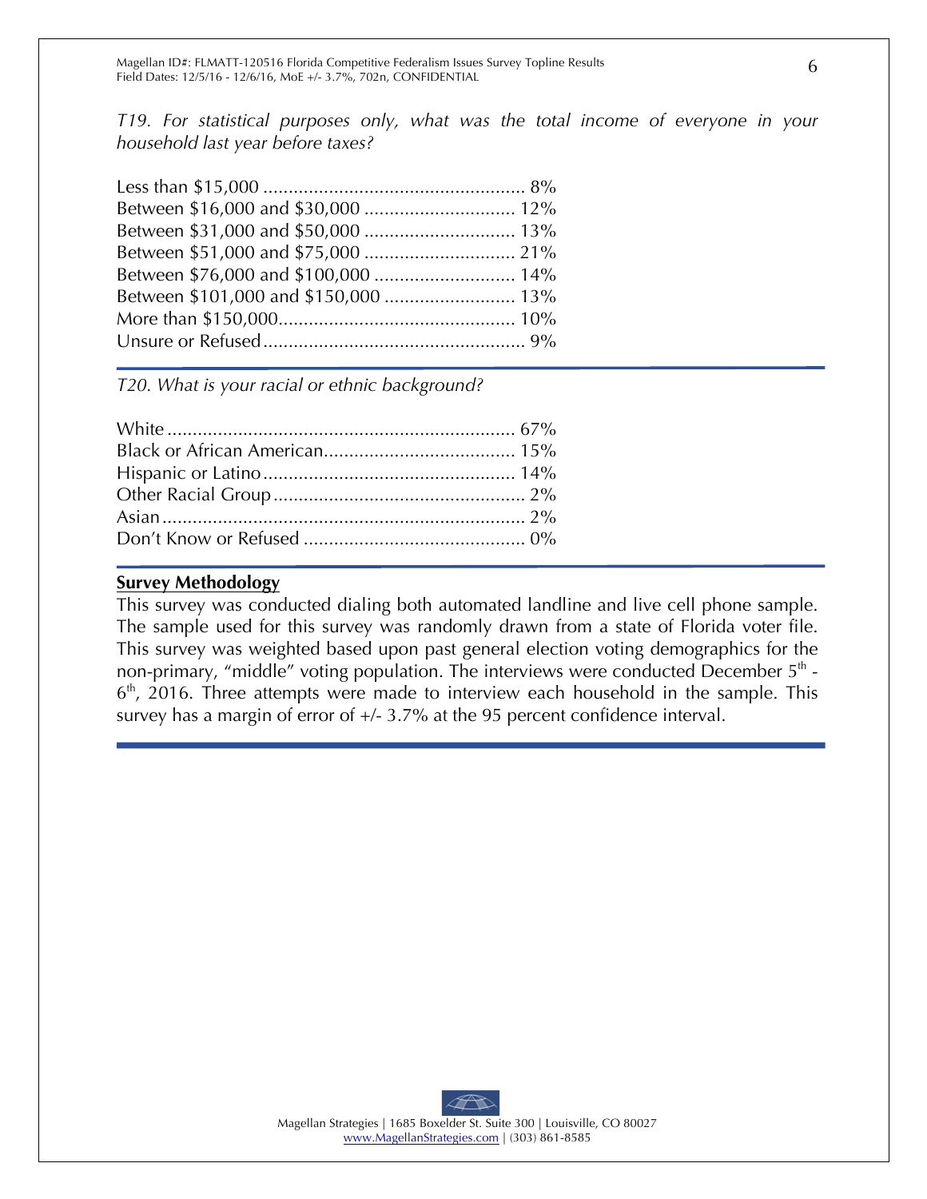*T19. For statistical purposes only, what was the total income of everyone in your household last year before taxes?*

| | |
|---|---|
| Less than $15,000 | 8% |
| Between $16,000 and $30,000 | 12% |
| Between $31,000 and $50,000 | 13% |
| Between $51,000 and $75,000 | 21% |
| Between $76,000 and $100,000 | 14% |
| Between $101,000 and $150,000 | 13% |
| More than $150,000 | 10% |
| Unsure or Refused | 9% |

*T20. What is your racial or ethnic background?*

| | |
|---|---|
| White | 67% |
| Black or African American | 15% |
| Hispanic or Latino | 14% |
| Other Racial Group | 2% |
| Asian | 2% |
| Don't Know or Refused | 0% |

**Survey Methodology**

This survey was conducted dialing both automated landline and live cell phone sample. The sample used for this survey was randomly drawn from a state of Florida voter file. This survey was weighted based upon past general election voting demographics for the non-primary, "middle" voting population. The interviews were conducted December 5th - 6th, 2016. Three attempts were made to interview each household in the sample. This survey has a margin of error of +/- 3.7% at the 95 percent confidence interval.